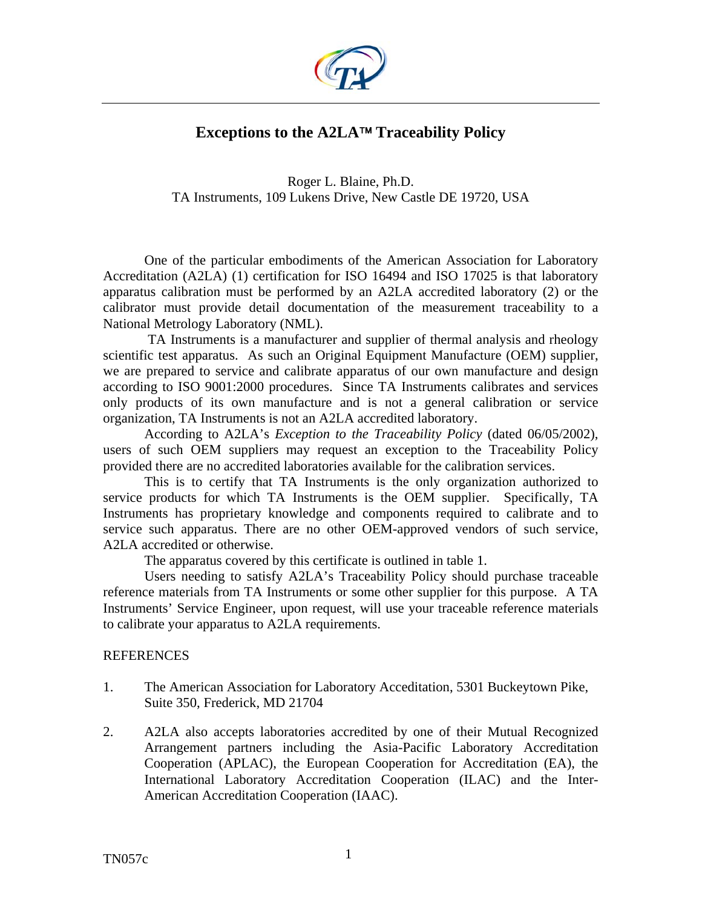# Exceptions to the A2LA™ Traceability Policy

Roger L. Blaine, Ph.D.
TA Instruments, 109 Lukens Drive, New Castle DE 19720, USA

One of the particular embodiments of the American Association for Laboratory Accreditation (A2LA) (1) certification for ISO 16494 and ISO 17025 is that laboratory apparatus calibration must be performed by an A2LA accredited laboratory (2) or the calibrator must provide detail documentation of the measurement traceability to a National Metrology Laboratory (NML).

TA Instruments is a manufacturer and supplier of thermal analysis and rheology scientific test apparatus. As such an Original Equipment Manufacture (OEM) supplier, we are prepared to service and calibrate apparatus of our own manufacture and design according to ISO 9001:2000 procedures. Since TA Instruments calibrates and services only products of its own manufacture and is not a general calibration or service organization, TA Instruments is not an A2LA accredited laboratory.

According to A2LA's *Exception to the Traceability Policy* (dated 06/05/2002), users of such OEM suppliers may request an exception to the Traceability Policy provided there are no accredited laboratories available for the calibration services.

This is to certify that TA Instruments is the only organization authorized to service products for which TA Instruments is the OEM supplier. Specifically, TA Instruments has proprietary knowledge and components required to calibrate and to service such apparatus. There are no other OEM-approved vendors of such service, A2LA accredited or otherwise.

The apparatus covered by this certificate is outlined in table 1.

Users needing to satisfy A2LA's Traceability Policy should purchase traceable reference materials from TA Instruments or some other supplier for this purpose. A TA Instruments' Service Engineer, upon request, will use your traceable reference materials to calibrate your apparatus to A2LA requirements.

REFERENCES

1. The American Association for Laboratory Acceditation, 5301 Buckeytown Pike, Suite 350, Frederick, MD 21704

2. A2LA also accepts laboratories accredited by one of their Mutual Recognized Arrangement partners including the Asia-Pacific Laboratory Accreditation Cooperation (APLAC), the European Cooperation for Accreditation (EA), the International Laboratory Accreditation Cooperation (ILAC) and the Inter-American Accreditation Cooperation (IAAC).

TN057c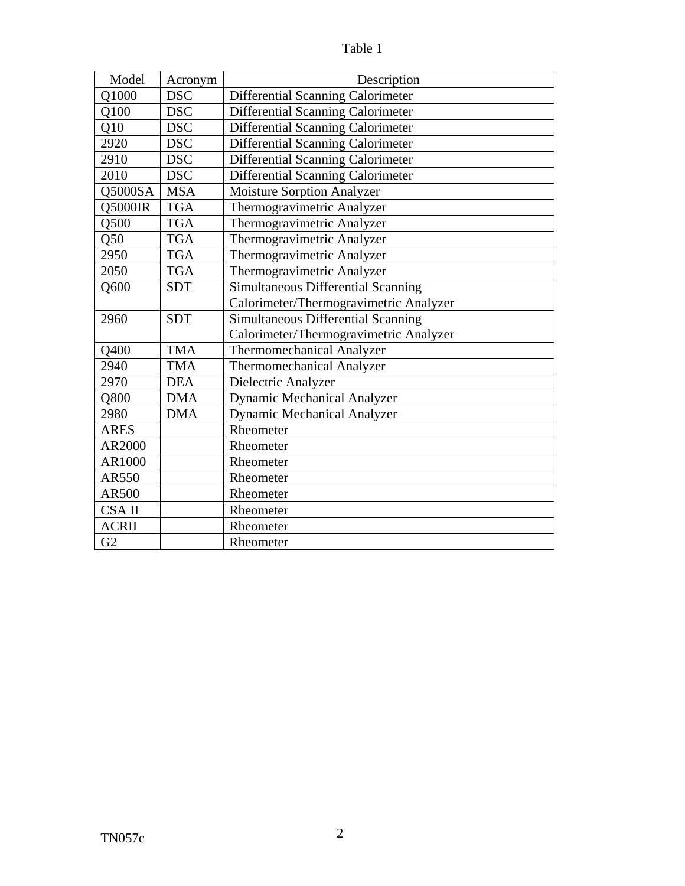Table 1

| Model | Acronym | Description |
|---|---|---|
| Q1000 | DSC | Differential Scanning Calorimeter |
| Q100 | DSC | Differential Scanning Calorimeter |
| Q10 | DSC | Differential Scanning Calorimeter |
| 2920 | DSC | Differential Scanning Calorimeter |
| 2910 | DSC | Differential Scanning Calorimeter |
| 2010 | DSC | Differential Scanning Calorimeter |
| Q5000SA | MSA | Moisture Sorption Analyzer |
| Q5000IR | TGA | Thermogravimetric Analyzer |
| Q500 | TGA | Thermogravimetric Analyzer |
| Q50 | TGA | Thermogravimetric Analyzer |
| 2950 | TGA | Thermogravimetric Analyzer |
| 2050 | TGA | Thermogravimetric Analyzer |
| Q600 | SDT | Simultaneous Differential Scanning Calorimeter/Thermogravimetric Analyzer |
| 2960 | SDT | Simultaneous Differential Scanning Calorimeter/Thermogravimetric Analyzer |
| Q400 | TMA | Thermomechanical Analyzer |
| 2940 | TMA | Thermomechanical Analyzer |
| 2970 | DEA | Dielectric Analyzer |
| Q800 | DMA | Dynamic Mechanical Analyzer |
| 2980 | DMA | Dynamic Mechanical Analyzer |
| ARES | | Rheometer |
| AR2000 | | Rheometer |
| AR1000 | | Rheometer |
| AR550 | | Rheometer |
| AR500 | | Rheometer |
| CSA II | | Rheometer |
| ACRII | | Rheometer |
| G2 | | Rheometer |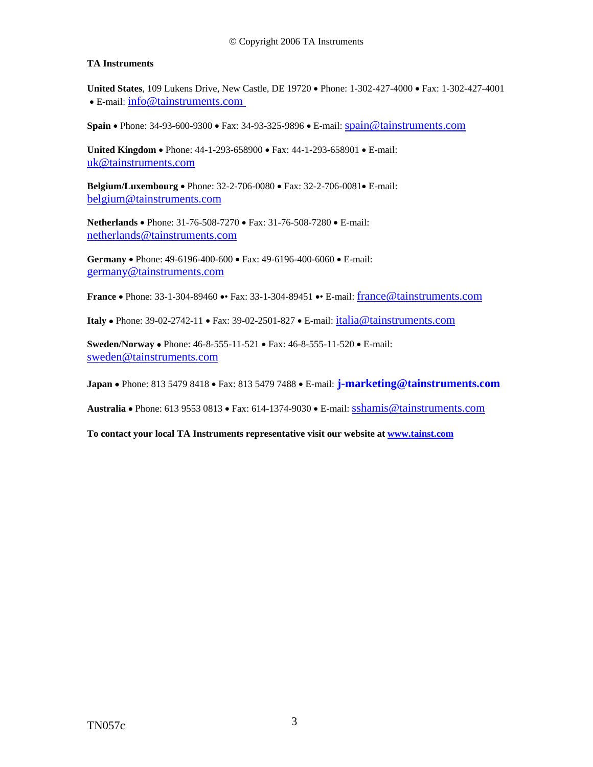© Copyright 2006 TA Instruments

**TA Instruments**

**United States**, 109 Lukens Drive, New Castle, DE 19720 • Phone: 1-302-427-4000 • Fax: 1-302-427-4001 • E-mail: info@tainstruments.com

**Spain** • Phone: 34-93-600-9300 • Fax: 34-93-325-9896 • E-mail: spain@tainstruments.com

**United Kingdom** • Phone: 44-1-293-658900 • Fax: 44-1-293-658901 • E-mail: uk@tainstruments.com

**Belgium/Luxembourg** • Phone: 32-2-706-0080 • Fax: 32-2-706-0081• E-mail: belgium@tainstruments.com

**Netherlands** • Phone: 31-76-508-7270 • Fax: 31-76-508-7280 • E-mail: netherlands@tainstruments.com

**Germany** • Phone: 49-6196-400-600 • Fax: 49-6196-400-6060 • E-mail: germany@tainstruments.com

**France** • Phone: 33-1-304-89460 •• Fax: 33-1-304-89451 •• E-mail: france@tainstruments.com

**Italy** • Phone: 39-02-2742-11 • Fax: 39-02-2501-827 • E-mail: italia@tainstruments.com

**Sweden/Norway** • Phone: 46-8-555-11-521 • Fax: 46-8-555-11-520 • E-mail: sweden@tainstruments.com

**Japan** • Phone: 813 5479 8418 • Fax: 813 5479 7488 • E-mail: **j-marketing@tainstruments.com**

**Australia** • Phone: 613 9553 0813 • Fax: 614-1374-9030 • E-mail: sshamis@tainstruments.com

**To contact your local TA Instruments representative visit our website at www.tainst.com**

TN057c